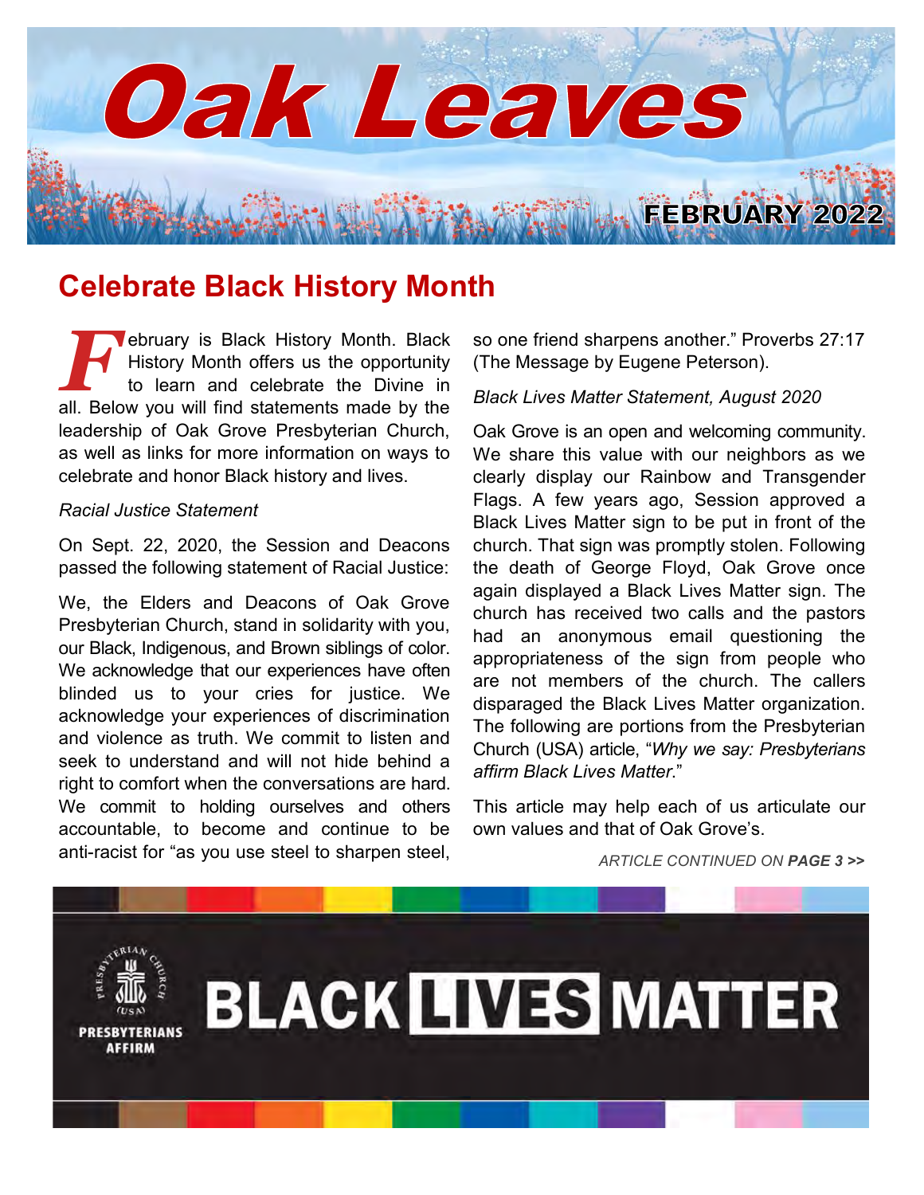# Oak Leaves

FEBRUARY 2022

## Celebrate Black History Month

February is Black History Month. Black History Month offers us the opportunity to learn and celebrate the Divine in all. Below you will find statements made by the leadership of Oak Grove Presbyterian Church, as well as links for more information on ways to celebrate and honor Black history and lives.

*Racial Justice Statement*

On Sept. 22, 2020, the Session and Deacons passed the following statement of Racial Justice:

We, the Elders and Deacons of Oak Grove Presbyterian Church, stand in solidarity with you, our Black, Indigenous, and Brown siblings of color. We acknowledge that our experiences have often blinded us to your cries for justice. We acknowledge your experiences of discrimination and violence as truth. We commit to listen and seek to understand and will not hide behind a right to comfort when the conversations are hard. We commit to holding ourselves and others accountable, to become and continue to be anti-racist for "as you use steel to sharpen steel, so one friend sharpens another." Proverbs 27:17 (The Message by Eugene Peterson).

*Black Lives Matter Statement, August 2020*

Oak Grove is an open and welcoming community. We share this value with our neighbors as we clearly display our Rainbow and Transgender Flags. A few years ago, Session approved a Black Lives Matter sign to be put in front of the church. That sign was promptly stolen. Following the death of George Floyd, Oak Grove once again displayed a Black Lives Matter sign. The church has received two calls and the pastors had an anonymous email questioning the appropriateness of the sign from people who are not members of the church. The callers disparaged the Black Lives Matter organization. The following are portions from the Presbyterian Church (USA) article, "*Why we say: Presbyterians affirm Black Lives Matter*."

This article may help each of us articulate our own values and that of Oak Grove's.

*ARTICLE CONTINUED ON **PAGE 3 >>***

PRESBYTERIANS AFFIRM BLACK LIVES MATTER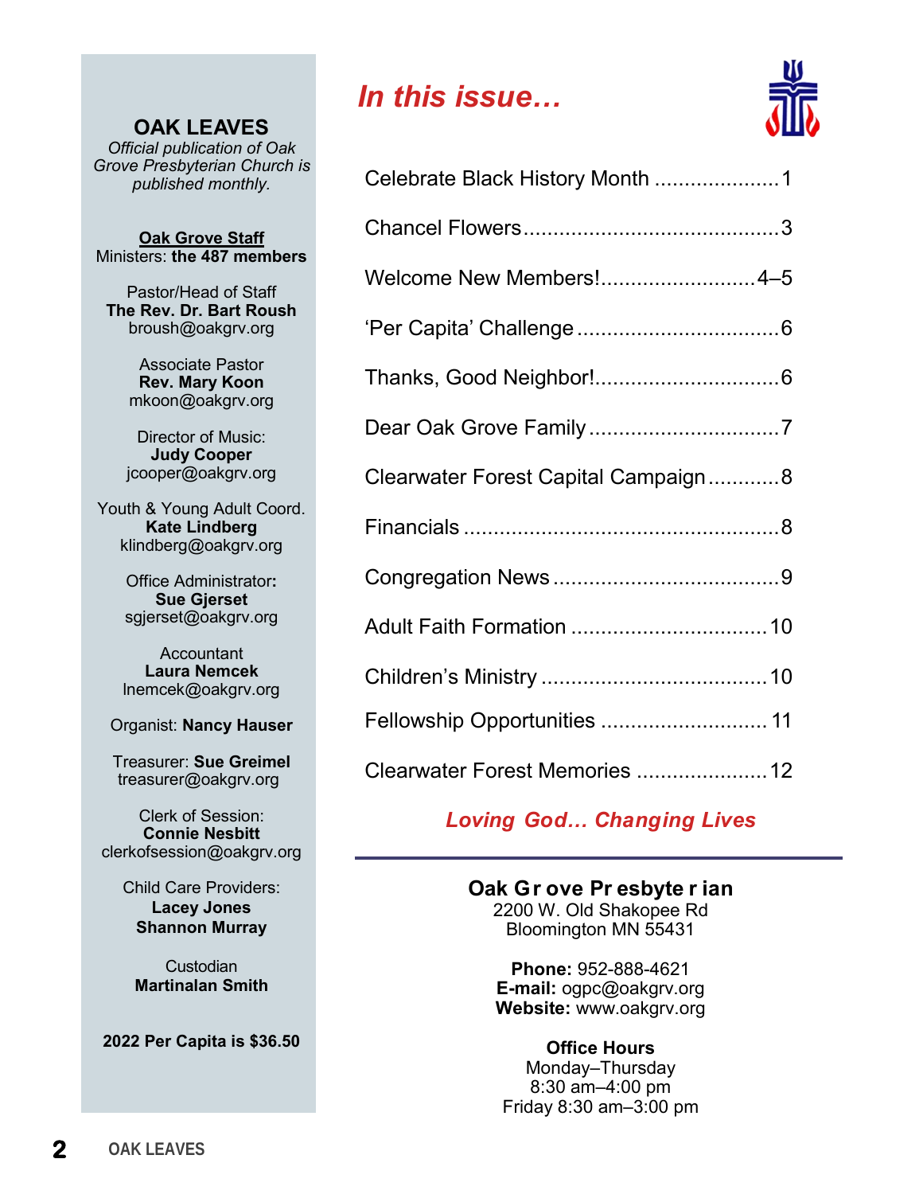## OAK LEAVES

*Official publication of Oak Grove Presbyterian Church is published monthly.*

**Oak Grove Staff**
Ministers: **the 487 members**

Pastor/Head of Staff
**The Rev. Dr. Bart Roush**
broush@oakgrv.org

Associate Pastor
**Rev. Mary Koon**
mkoon@oakgrv.org

Director of Music:
**Judy Cooper**
jcooper@oakgrv.org

Youth & Young Adult Coord.
**Kate Lindberg**
klindberg@oakgrv.org

Office Administrator**:**
**Sue Gjerset**
sgjerset@oakgrv.org

Accountant
**Laura Nemcek**
lnemcek@oakgrv.org

Organist: **Nancy Hauser**

Treasurer: **Sue Greimel**
treasurer@oakgrv.org

Clerk of Session:
**Connie Nesbitt**
clerkofsession@oakgrv.org

Child Care Providers:
**Lacey Jones**
**Shannon Murray**

Custodian
**Martinalan Smith**

**2022 Per Capita is $36.50**

## *In this issue…*

| | |
|---|---|
| Celebrate Black History Month | 1 |
| Chancel Flowers | 3 |
| Welcome New Members! | 4–5 |
| 'Per Capita' Challenge | 6 |
| Thanks, Good Neighbor! | 6 |
| Dear Oak Grove Family | 7 |
| Clearwater Forest Capital Campaign | 8 |
| Financials | 8 |
| Congregation News | 9 |
| Adult Faith Formation | 10 |
| Children's Ministry | 10 |
| Fellowship Opportunities | 11 |
| Clearwater Forest Memories | 12 |

***Loving God… Changing Lives***

---

**Oak Grove Presbyterian**
2200 W. Old Shakopee Rd
Bloomington MN 55431

**Phone:** 952-888-4621
**E-mail:** ogpc@oakgrv.org
**Website:** www.oakgrv.org

**Office Hours**
Monday–Thursday
8:30 am–4:00 pm
Friday 8:30 am–3:00 pm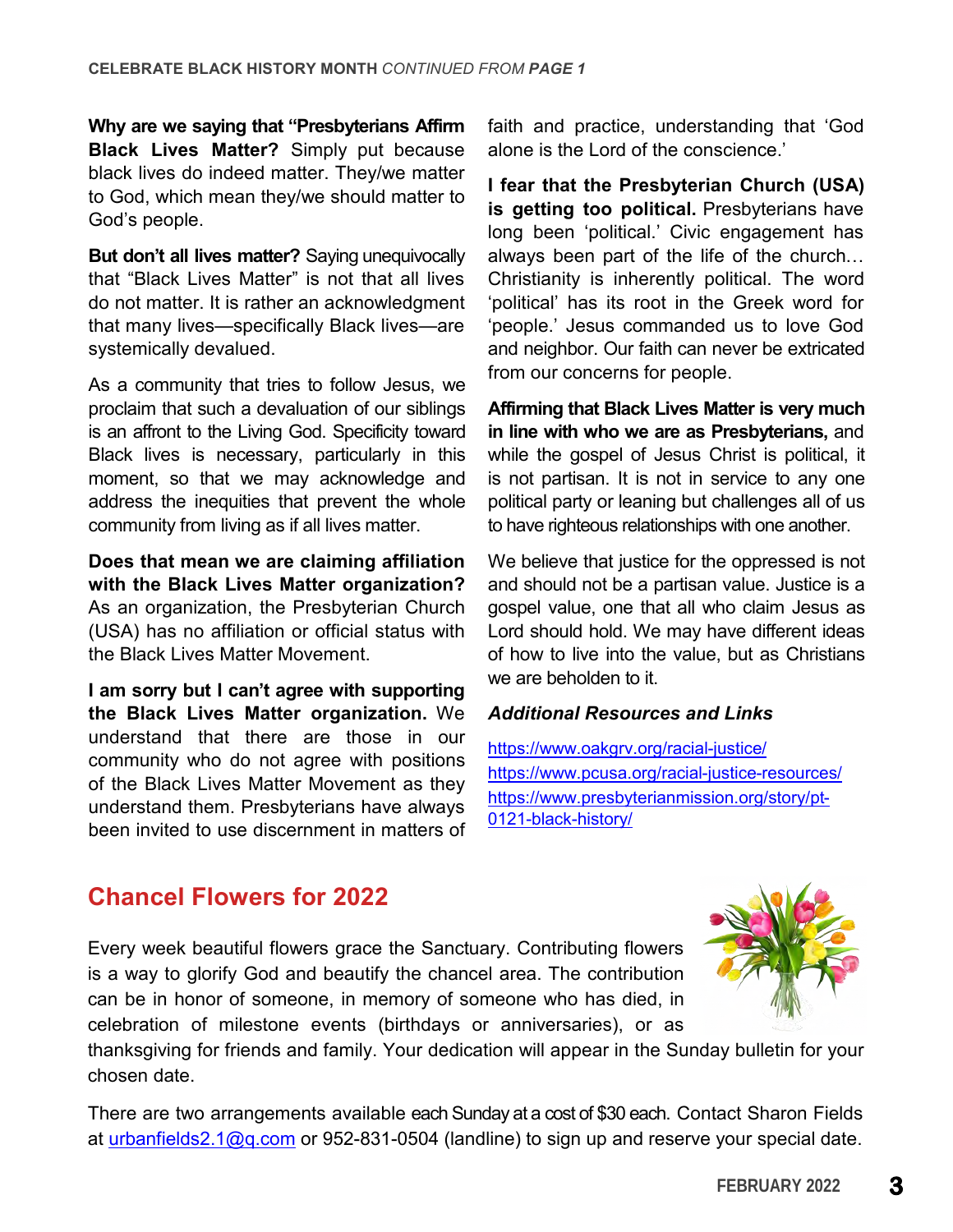CELEBRATE BLACK HISTORY MONTH *CONTINUED FROM **PAGE 1***

**Why are we saying that "Presbyterians Affirm Black Lives Matter?** Simply put because black lives do indeed matter. They/we matter to God, which mean they/we should matter to God's people.

**But don't all lives matter?** Saying unequivocally that "Black Lives Matter" is not that all lives do not matter. It is rather an acknowledgment that many lives—specifically Black lives—are systemically devalued.

As a community that tries to follow Jesus, we proclaim that such a devaluation of our siblings is an affront to the Living God. Specificity toward Black lives is necessary, particularly in this moment, so that we may acknowledge and address the inequities that prevent the whole community from living as if all lives matter.

**Does that mean we are claiming affiliation with the Black Lives Matter organization?** As an organization, the Presbyterian Church (USA) has no affiliation or official status with the Black Lives Matter Movement.

**I am sorry but I can't agree with supporting the Black Lives Matter organization.** We understand that there are those in our community who do not agree with positions of the Black Lives Matter Movement as they understand them. Presbyterians have always been invited to use discernment in matters of faith and practice, understanding that 'God alone is the Lord of the conscience.'

**I fear that the Presbyterian Church (USA) is getting too political.** Presbyterians have long been 'political.' Civic engagement has always been part of the life of the church… Christianity is inherently political. The word 'political' has its root in the Greek word for 'people.' Jesus commanded us to love God and neighbor. Our faith can never be extricated from our concerns for people.

**Affirming that Black Lives Matter is very much in line with who we are as Presbyterians,** and while the gospel of Jesus Christ is political, it is not partisan. It is not in service to any one political party or leaning but challenges all of us to have righteous relationships with one another.

We believe that justice for the oppressed is not and should not be a partisan value. Justice is a gospel value, one that all who claim Jesus as Lord should hold. We may have different ideas of how to live into the value, but as Christians we are beholden to it.

### *Additional Resources and Links*

https://www.oakgrv.org/racial-justice/
https://www.pcusa.org/racial-justice-resources/
https://www.presbyterianmission.org/story/pt-0121-black-history/

## Chancel Flowers for 2022

Every week beautiful flowers grace the Sanctuary. Contributing flowers is a way to glorify God and beautify the chancel area. The contribution can be in honor of someone, in memory of someone who has died, in celebration of milestone events (birthdays or anniversaries), or as thanksgiving for friends and family. Your dedication will appear in the Sunday bulletin for your chosen date.

There are two arrangements available each Sunday at a cost of $30 each. Contact Sharon Fields at urbanfields2.1@q.com or 952-831-0504 (landline) to sign up and reserve your special date.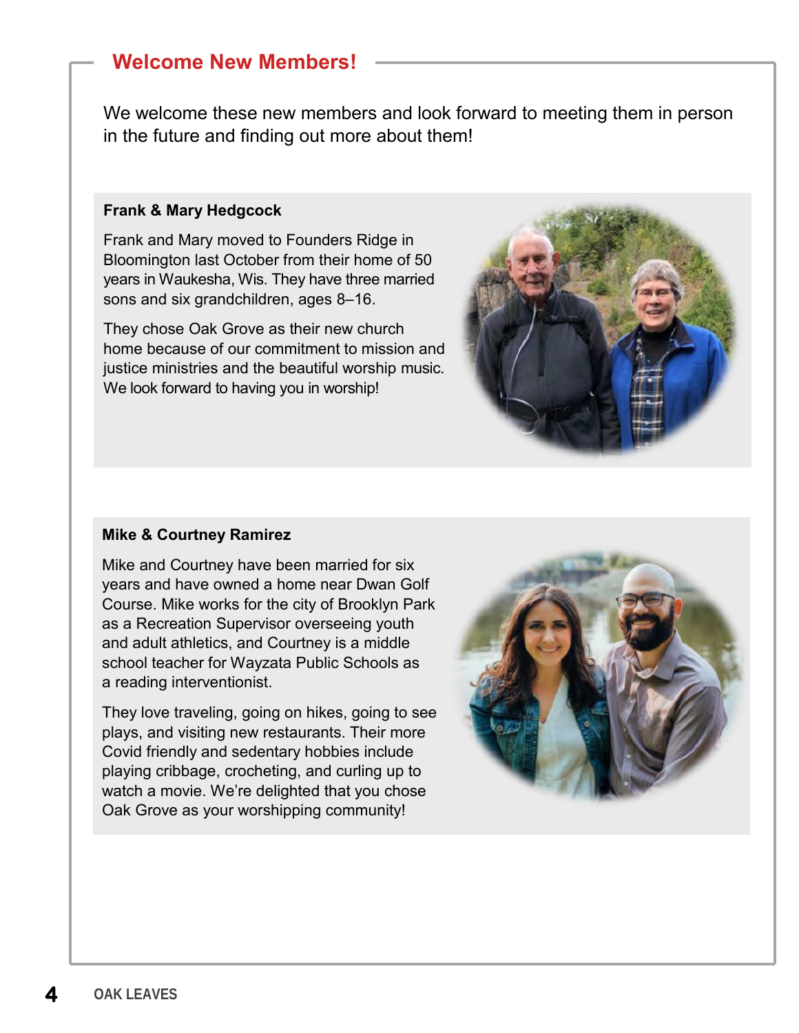## Welcome New Members!

We welcome these new members and look forward to meeting them in person in the future and finding out more about them!

### Frank & Mary Hedgcock

Frank and Mary moved to Founders Ridge in Bloomington last October from their home of 50 years in Waukesha, Wis. They have three married sons and six grandchildren, ages 8–16.

They chose Oak Grove as their new church home because of our commitment to mission and justice ministries and the beautiful worship music. We look forward to having you in worship!

### Mike & Courtney Ramirez

Mike and Courtney have been married for six years and have owned a home near Dwan Golf Course. Mike works for the city of Brooklyn Park as a Recreation Supervisor overseeing youth and adult athletics, and Courtney is a middle school teacher for Wayzata Public Schools as a reading interventionist.

They love traveling, going on hikes, going to see plays, and visiting new restaurants. Their more Covid friendly and sedentary hobbies include playing cribbage, crocheting, and curling up to watch a movie. We're delighted that you chose Oak Grove as your worshipping community!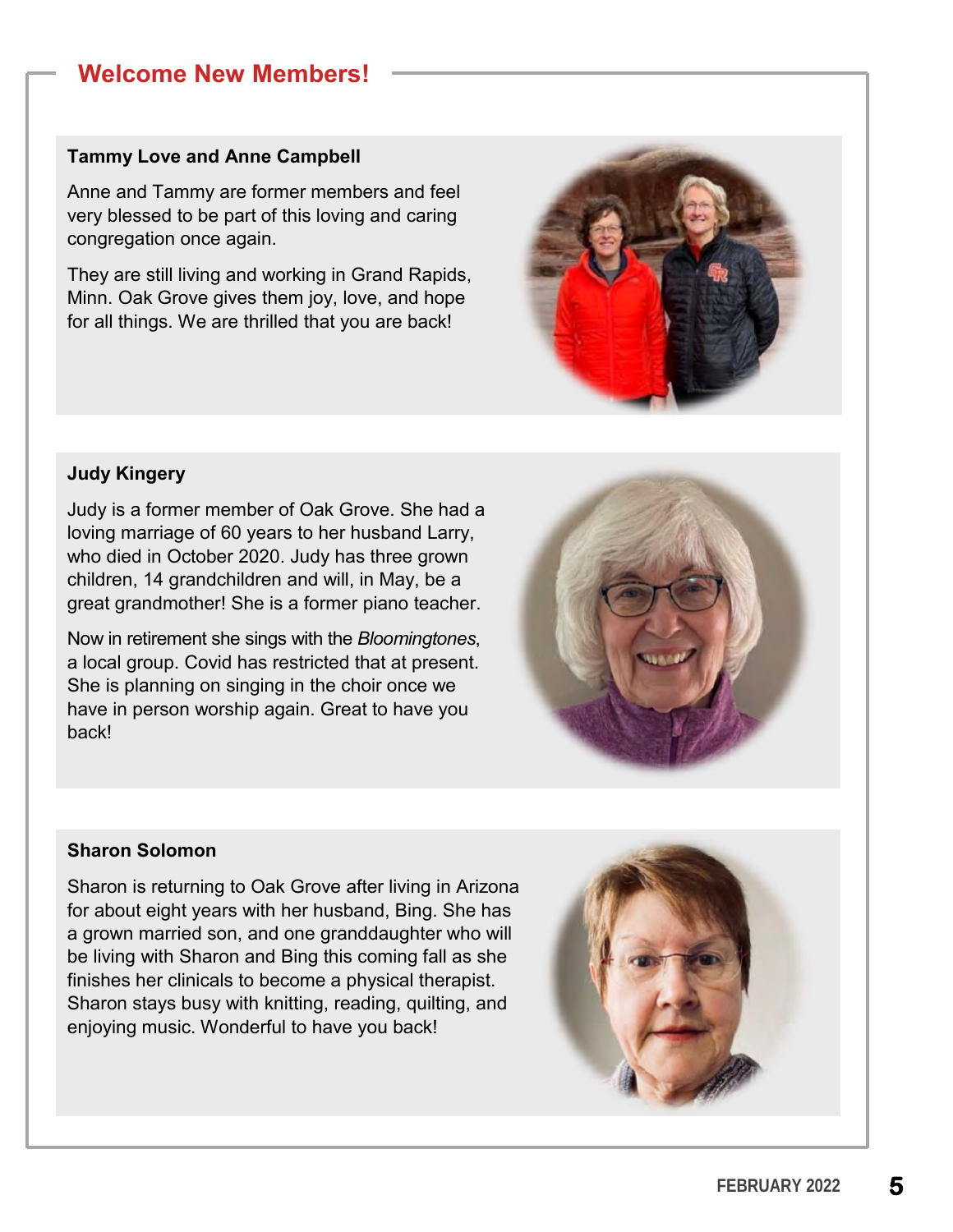## Welcome New Members!

### Tammy Love and Anne Campbell

Anne and Tammy are former members and feel very blessed to be part of this loving and caring congregation once again.

They are still living and working in Grand Rapids, Minn. Oak Grove gives them joy, love, and hope for all things. We are thrilled that you are back!

### Judy Kingery

Judy is a former member of Oak Grove. She had a loving marriage of 60 years to her husband Larry, who died in October 2020. Judy has three grown children, 14 grandchildren and will, in May, be a great grandmother! She is a former piano teacher.

Now in retirement she sings with the *Bloomingtones*, a local group. Covid has restricted that at present. She is planning on singing in the choir once we have in person worship again. Great to have you back!

### Sharon Solomon

Sharon is returning to Oak Grove after living in Arizona for about eight years with her husband, Bing. She has a grown married son, and one granddaughter who will be living with Sharon and Bing this coming fall as she finishes her clinicals to become a physical therapist. Sharon stays busy with knitting, reading, quilting, and enjoying music. Wonderful to have you back!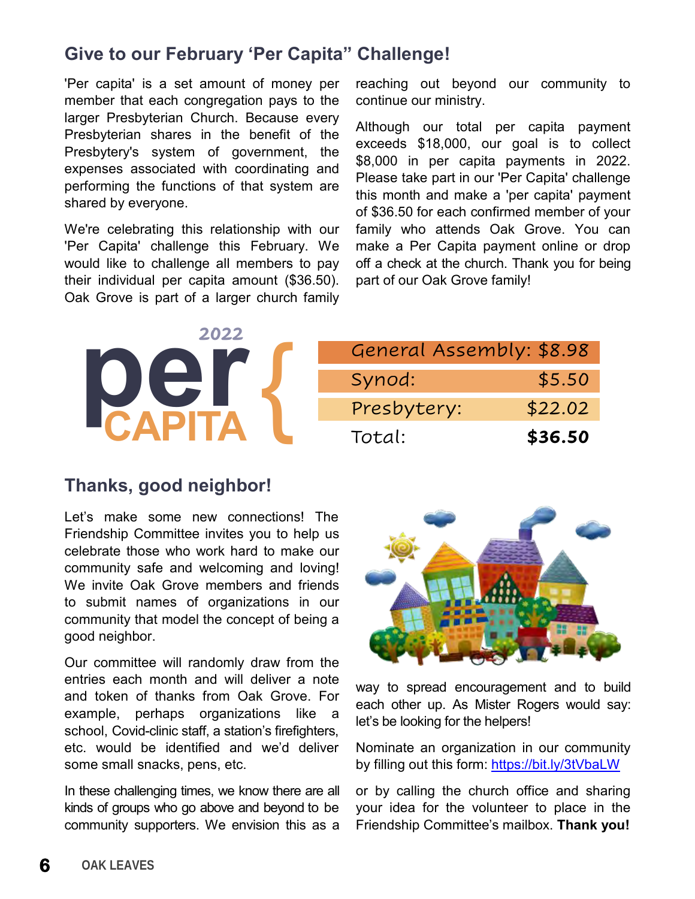## Give to our February 'Per Capita" Challenge!

'Per capita' is a set amount of money per member that each congregation pays to the larger Presbyterian Church. Because every Presbyterian shares in the benefit of the Presbytery's system of government, the expenses associated with coordinating and performing the functions of that system are shared by everyone.

We're celebrating this relationship with our 'Per Capita' challenge this February. We would like to challenge all members to pay their individual per capita amount ($36.50). Oak Grove is part of a larger church family reaching out beyond our community to continue our ministry.

Although our total per capita payment exceeds $18,000, our goal is to collect $8,000 in per capita payments in 2022. Please take part in our 'Per Capita' challenge this month and make a 'per capita' payment of $36.50 for each confirmed member of your family who attends Oak Grove. You can make a Per Capita payment online or drop off a check at the church. Thank you for being part of our Oak Grove family!

**2022 per CAPITA**

| | |
|---|---|
| General Assembly: | $8.98 |
| Synod: | $5.50 |
| Presbytery: | $22.02 |
| Total: | **$36.50** |

## Thanks, good neighbor!

Let's make some new connections! The Friendship Committee invites you to help us celebrate those who work hard to make our community safe and welcoming and loving! We invite Oak Grove members and friends to submit names of organizations in our community that model the concept of being a good neighbor.

Our committee will randomly draw from the entries each month and will deliver a note and token of thanks from Oak Grove. For example, perhaps organizations like a school, Covid-clinic staff, a station's firefighters, etc. would be identified and we'd deliver some small snacks, pens, etc.

In these challenging times, we know there are all kinds of groups who go above and beyond to be community supporters. We envision this as a way to spread encouragement and to build each other up. As Mister Rogers would say: let's be looking for the helpers!

Nominate an organization in our community by filling out this form: https://bit.ly/3tVbaLW

or by calling the church office and sharing your idea for the volunteer to place in the Friendship Committee's mailbox. **Thank you!**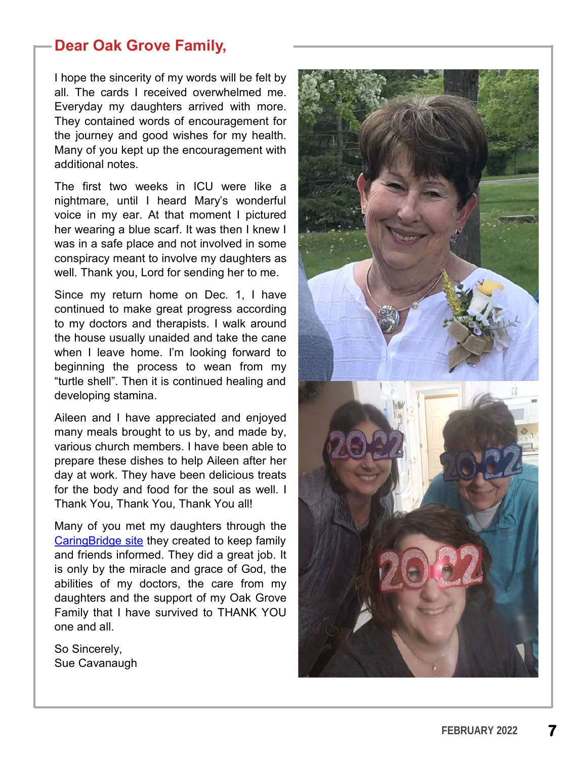## Dear Oak Grove Family,

I hope the sincerity of my words will be felt by all. The cards I received overwhelmed me. Everyday my daughters arrived with more. They contained words of encouragement for the journey and good wishes for my health. Many of you kept up the encouragement with additional notes.

The first two weeks in ICU were like a nightmare, until I heard Mary's wonderful voice in my ear. At that moment I pictured her wearing a blue scarf. It was then I knew I was in a safe place and not involved in some conspiracy meant to involve my daughters as well. Thank you, Lord for sending her to me.

Since my return home on Dec. 1, I have continued to make great progress according to my doctors and therapists. I walk around the house usually unaided and take the cane when I leave home. I'm looking forward to beginning the process to wean from my "turtle shell". Then it is continued healing and developing stamina.

Aileen and I have appreciated and enjoyed many meals brought to us by, and made by, various church members. I have been able to prepare these dishes to help Aileen after her day at work. They have been delicious treats for the body and food for the soul as well. I Thank You, Thank You, Thank You all!

Many of you met my daughters through the CaringBridge site they created to keep family and friends informed. They did a great job. It is only by the miracle and grace of God, the abilities of my doctors, the care from my daughters and the support of my Oak Grove Family that I have survived to THANK YOU one and all.

So Sincerely,
Sue Cavanaugh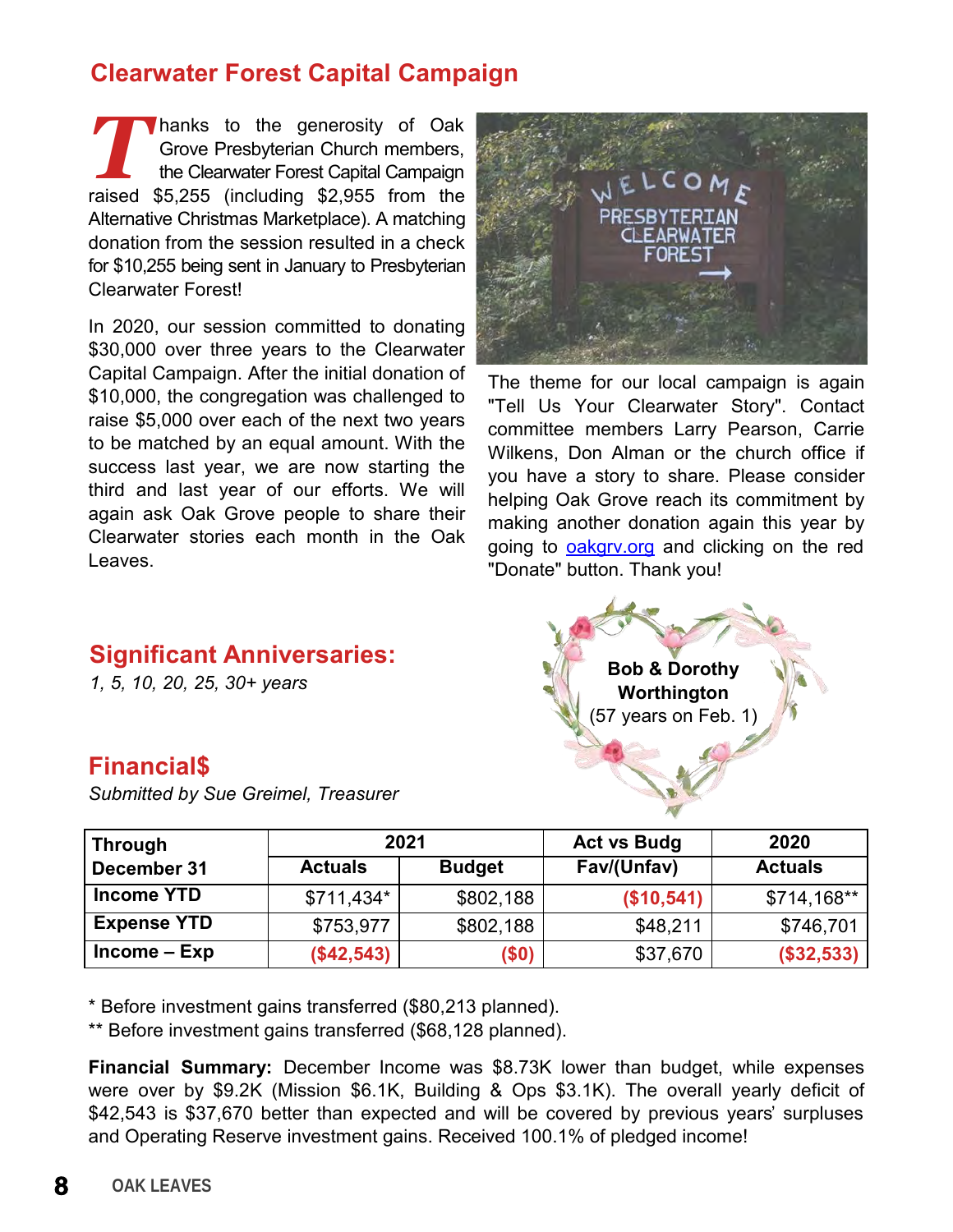## Clearwater Forest Capital Campaign

Thanks to the generosity of Oak Grove Presbyterian Church members, the Clearwater Forest Capital Campaign raised $5,255 (including $2,955 from the Alternative Christmas Marketplace). A matching donation from the session resulted in a check for $10,255 being sent in January to Presbyterian Clearwater Forest!

In 2020, our session committed to donating $30,000 over three years to the Clearwater Capital Campaign. After the initial donation of $10,000, the congregation was challenged to raise $5,000 over each of the next two years to be matched by an equal amount. With the success last year, we are now starting the third and last year of our efforts. We will again ask Oak Grove people to share their Clearwater stories each month in the Oak Leaves.

The theme for our local campaign is again "Tell Us Your Clearwater Story". Contact committee members Larry Pearson, Carrie Wilkens, Don Alman or the church office if you have a story to share. Please consider helping Oak Grove reach its commitment by making another donation again this year by going to oakgrv.org and clicking on the red "Donate" button. Thank you!

## Significant Anniversaries:

*1, 5, 10, 20, 25, 30+ years*

**Bob & Dorothy Worthington**
(57 years on Feb. 1)

## Financial$

*Submitted by Sue Greimel, Treasurer*

| Through December 31 | 2021 Actuals | 2021 Budget | Act vs Budg Fav/(Unfav) | 2020 Actuals |
|---|---|---|---|---|
| **Income YTD** | $711,434* | $802,188 | ($10,541) | $714,168** |
| **Expense YTD** | $753,977 | $802,188 | $48,211 | $746,701 |
| **Income – Exp** | ($42,543) | ($0) | $37,670 | ($32,533) |

* Before investment gains transferred ($80,213 planned).

** Before investment gains transferred ($68,128 planned).

**Financial Summary:** December Income was $8.73K lower than budget, while expenses were over by $9.2K (Mission $6.1K, Building & Ops $3.1K). The overall yearly deficit of $42,543 is $37,670 better than expected and will be covered by previous years' surpluses and Operating Reserve investment gains. Received 100.1% of pledged income!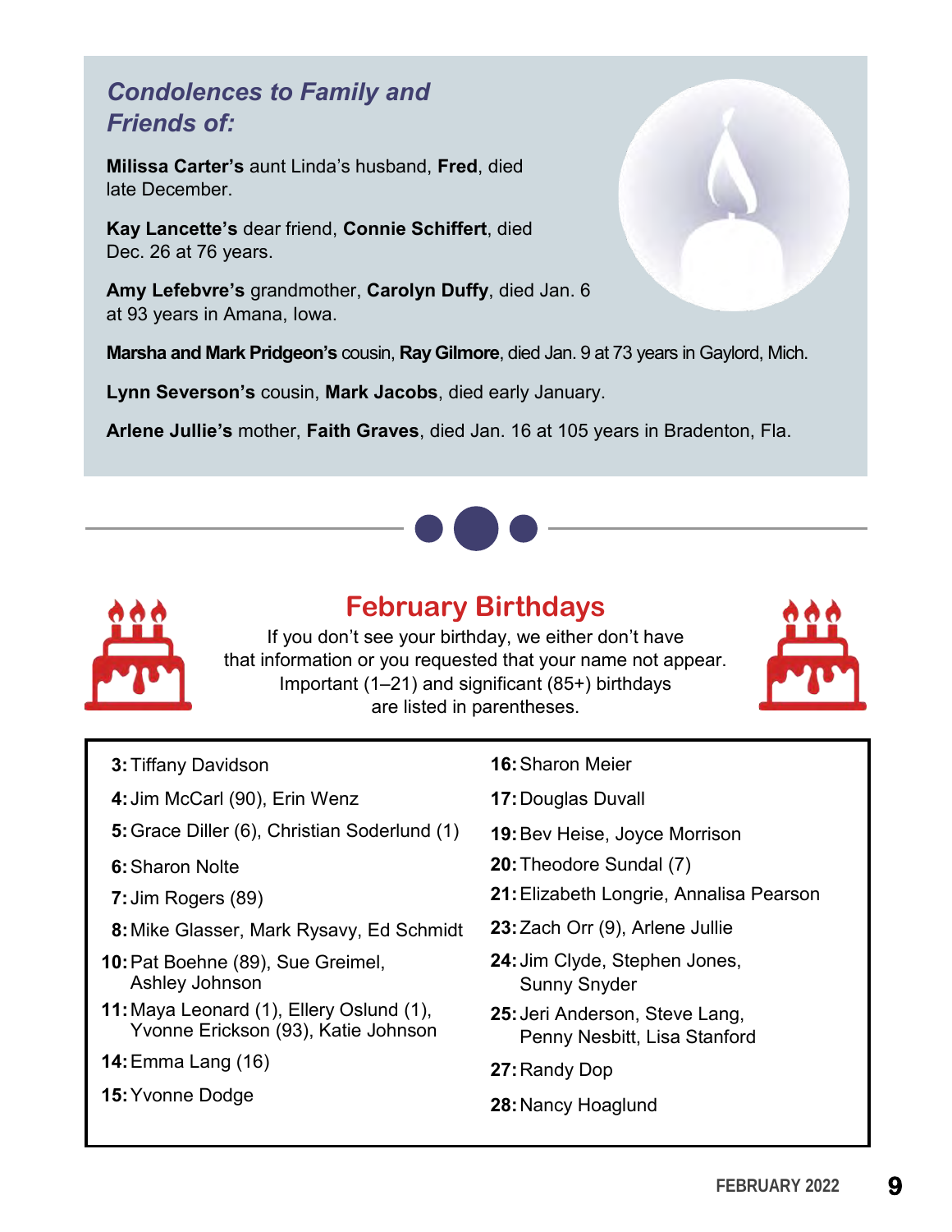## *Condolences to Family and Friends of:*

**Milissa Carter's** aunt Linda's husband, **Fred**, died late December.

**Kay Lancette's** dear friend, **Connie Schiffert**, died Dec. 26 at 76 years.

**Amy Lefebvre's** grandmother, **Carolyn Duffy**, died Jan. 6 at 93 years in Amana, Iowa.

**Marsha and Mark Pridgeon's** cousin, **Ray Gilmore**, died Jan. 9 at 73 years in Gaylord, Mich.

**Lynn Severson's** cousin, **Mark Jacobs**, died early January.

**Arlene Jullie's** mother, **Faith Graves**, died Jan. 16 at 105 years in Bradenton, Fla.

## February Birthdays

If you don't see your birthday, we either don't have that information or you requested that your name not appear. Important (1–21) and significant (85+) birthdays are listed in parentheses.

- **3:** Tiffany Davidson
- **4:** Jim McCarl (90), Erin Wenz
- **5:** Grace Diller (6), Christian Soderlund (1)
- **6:** Sharon Nolte
- **7:** Jim Rogers (89)
- **8:** Mike Glasser, Mark Rysavy, Ed Schmidt
- **10:** Pat Boehne (89), Sue Greimel, Ashley Johnson
- **11:** Maya Leonard (1), Ellery Oslund (1), Yvonne Erickson (93), Katie Johnson
- **14:** Emma Lang (16)
- **15:** Yvonne Dodge
- **16:** Sharon Meier
- **17:** Douglas Duvall
- **19:** Bev Heise, Joyce Morrison
- **20:** Theodore Sundal (7)
- **21:** Elizabeth Longrie, Annalisa Pearson
- **23:** Zach Orr (9), Arlene Jullie
- **24:** Jim Clyde, Stephen Jones, Sunny Snyder
- **25:** Jeri Anderson, Steve Lang, Penny Nesbitt, Lisa Stanford
- **27:** Randy Dop
- **28:** Nancy Hoaglund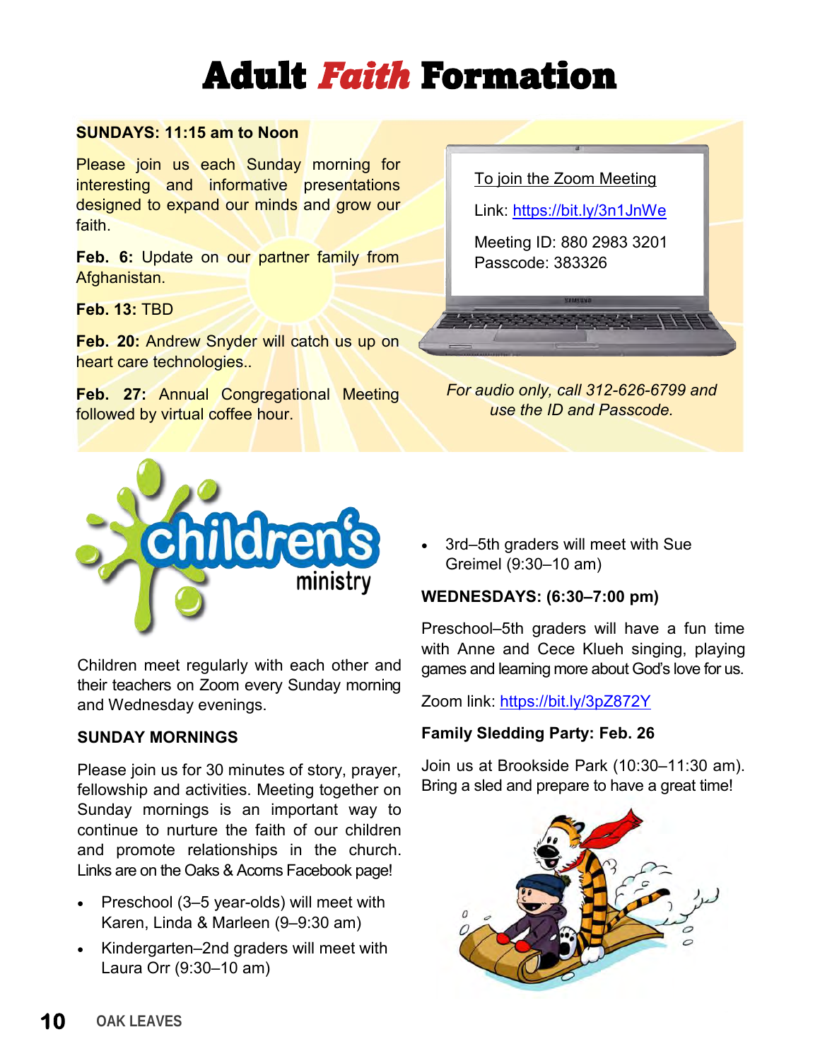# Adult *Faith* Formation

**SUNDAYS: 11:15 am to Noon**

Please join us each Sunday morning for interesting and informative presentations designed to expand our minds and grow our faith.

**Feb. 6:** Update on our partner family from Afghanistan.

**Feb. 13:** TBD

**Feb. 20:** Andrew Snyder will catch us up on heart care technologies..

**Feb. 27:** Annual Congregational Meeting followed by virtual coffee hour.

To join the Zoom Meeting

Link: https://bit.ly/3n1JnWe

Meeting ID: 880 2983 3201
Passcode: 383326

*For audio only, call 312-626-6799 and use the ID and Passcode.*

## children's ministry

Children meet regularly with each other and their teachers on Zoom every Sunday morning and Wednesday evenings.

**SUNDAY MORNINGS**

Please join us for 30 minutes of story, prayer, fellowship and activities. Meeting together on Sunday mornings is an important way to continue to nurture the faith of our children and promote relationships in the church. Links are on the Oaks & Acorns Facebook page!

- Preschool (3–5 year-olds) will meet with Karen, Linda & Marleen (9–9:30 am)
- Kindergarten–2nd graders will meet with Laura Orr (9:30–10 am)
- 3rd–5th graders will meet with Sue Greimel (9:30–10 am)

**WEDNESDAYS: (6:30–7:00 pm)**

Preschool–5th graders will have a fun time with Anne and Cece Klueh singing, playing games and learning more about God's love for us.

Zoom link: https://bit.ly/3pZ872Y

**Family Sledding Party: Feb. 26**

Join us at Brookside Park (10:30–11:30 am). Bring a sled and prepare to have a great time!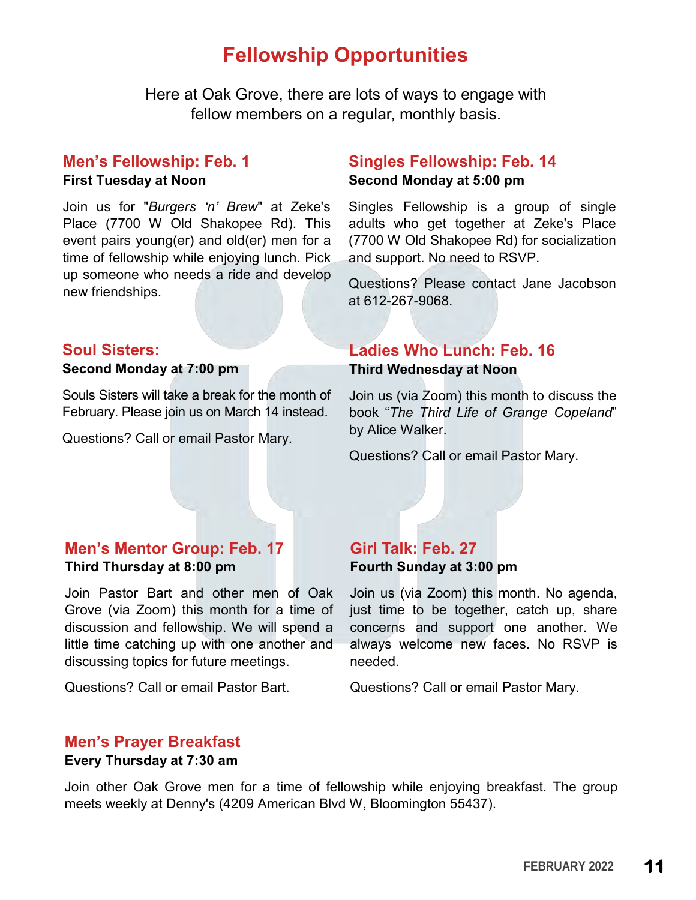# Fellowship Opportunities

Here at Oak Grove, there are lots of ways to engage with fellow members on a regular, monthly basis.

## Men's Fellowship: Feb. 1

**First Tuesday at Noon**

Join us for "*Burgers 'n' Brew*" at Zeke's Place (7700 W Old Shakopee Rd). This event pairs young(er) and old(er) men for a time of fellowship while enjoying lunch. Pick up someone who needs a ride and develop new friendships.

## Singles Fellowship: Feb. 14

**Second Monday at 5:00 pm**

Singles Fellowship is a group of single adults who get together at Zeke's Place (7700 W Old Shakopee Rd) for socialization and support. No need to RSVP.

Questions? Please contact Jane Jacobson at 612-267-9068.

## Soul Sisters:

**Second Monday at 7:00 pm**

Souls Sisters will take a break for the month of February. Please join us on March 14 instead.

Questions? Call or email Pastor Mary.

## Ladies Who Lunch: Feb. 16

**Third Wednesday at Noon**

Join us (via Zoom) this month to discuss the book "*The Third Life of Grange Copeland*" by Alice Walker.

Questions? Call or email Pastor Mary.

## Men's Mentor Group: Feb. 17

**Third Thursday at 8:00 pm**

Join Pastor Bart and other men of Oak Grove (via Zoom) this month for a time of discussion and fellowship. We will spend a little time catching up with one another and discussing topics for future meetings.

Questions? Call or email Pastor Bart.

## Girl Talk: Feb. 27

**Fourth Sunday at 3:00 pm**

Join us (via Zoom) this month. No agenda, just time to be together, catch up, share concerns and support one another. We always welcome new faces. No RSVP is needed.

Questions? Call or email Pastor Mary.

## Men's Prayer Breakfast

**Every Thursday at 7:30 am**

Join other Oak Grove men for a time of fellowship while enjoying breakfast. The group meets weekly at Denny's (4209 American Blvd W, Bloomington 55437).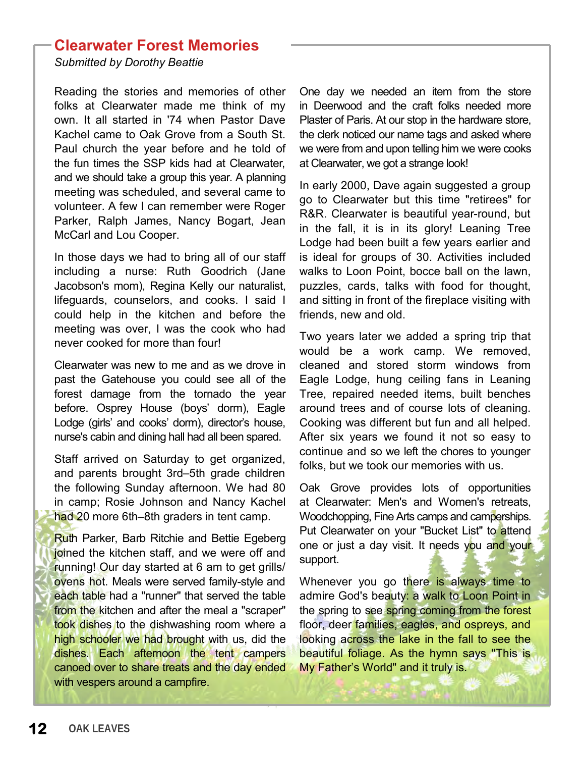## Clearwater Forest Memories

*Submitted by Dorothy Beattie*

Reading the stories and memories of other folks at Clearwater made me think of my own. It all started in '74 when Pastor Dave Kachel came to Oak Grove from a South St. Paul church the year before and he told of the fun times the SSP kids had at Clearwater, and we should take a group this year. A planning meeting was scheduled, and several came to volunteer. A few I can remember were Roger Parker, Ralph James, Nancy Bogart, Jean McCarl and Lou Cooper.

In those days we had to bring all of our staff including a nurse: Ruth Goodrich (Jane Jacobson's mom), Regina Kelly our naturalist, lifeguards, counselors, and cooks. I said I could help in the kitchen and before the meeting was over, I was the cook who had never cooked for more than four!

Clearwater was new to me and as we drove in past the Gatehouse you could see all of the forest damage from the tornado the year before. Osprey House (boys' dorm), Eagle Lodge (girls' and cooks' dorm), director's house, nurse's cabin and dining hall had all been spared.

Staff arrived on Saturday to get organized, and parents brought 3rd–5th grade children the following Sunday afternoon. We had 80 in camp; Rosie Johnson and Nancy Kachel had 20 more 6th–8th graders in tent camp.

Ruth Parker, Barb Ritchie and Bettie Egeberg joined the kitchen staff, and we were off and running! Our day started at 6 am to get grills/ovens hot. Meals were served family-style and each table had a "runner" that served the table from the kitchen and after the meal a "scraper" took dishes to the dishwashing room where a high schooler we had brought with us, did the dishes. Each afternoon the tent campers canoed over to share treats and the day ended with vespers around a campfire.

One day we needed an item from the store in Deerwood and the craft folks needed more Plaster of Paris. At our stop in the hardware store, the clerk noticed our name tags and asked where we were from and upon telling him we were cooks at Clearwater, we got a strange look!

In early 2000, Dave again suggested a group go to Clearwater but this time "retirees" for R&R. Clearwater is beautiful year-round, but in the fall, it is in its glory! Leaning Tree Lodge had been built a few years earlier and is ideal for groups of 30. Activities included walks to Loon Point, bocce ball on the lawn, puzzles, cards, talks with food for thought, and sitting in front of the fireplace visiting with friends, new and old.

Two years later we added a spring trip that would be a work camp. We removed, cleaned and stored storm windows from Eagle Lodge, hung ceiling fans in Leaning Tree, repaired needed items, built benches around trees and of course lots of cleaning. Cooking was different but fun and all helped. After six years we found it not so easy to continue and so we left the chores to younger folks, but we took our memories with us.

Oak Grove provides lots of opportunities at Clearwater: Men's and Women's retreats, Woodchopping, Fine Arts camps and camperships. Put Clearwater on your "Bucket List" to attend one or just a day visit. It needs you and your support.

Whenever you go there is always time to admire God's beauty: a walk to Loon Point in the spring to see spring coming from the forest floor, deer families, eagles, and ospreys, and looking across the lake in the fall to see the beautiful foliage. As the hymn says "This is My Father's World" and it truly is.